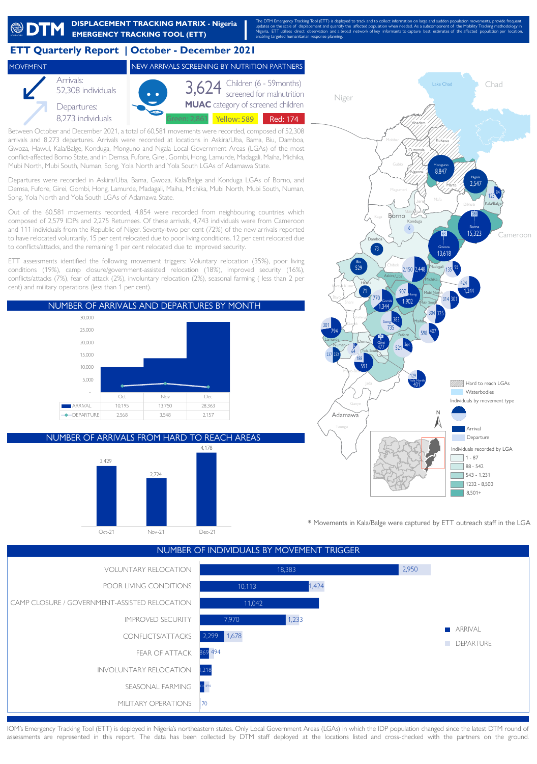# DISPLACEMENT TRACKING MATRIX - Nigeria
## EMERGENCY TRACKING TOOL (ETT)

The DTM Emergency Tracking Tool (ETT) is deployed to track and to collect information on large and sudden population movements, provide frequent updates on the scale of displacement and quantify the affected population when needed. As a subcomponent of the Mobility Tracking methodology in Nigeria, ETT utilises direct observation and a broad network of key informants to capture best estimates of the affected population per location, enabling targeted humanitarian response planning.

# ETT Quarterly Report | October - December 2021

## MOVEMENT

Arrivals: 52,308 individuals

Departures: 8,273 individuals

## NEW ARRIVALS SCREENING BY NUTRITION PARTNERS

3,624 Children (6 - 59months) screened for malnutrition

**MUAC** category of screened children

Green: 2,861 | Yellow: 589 | Red: 174

Between October and December 2021, a total of 60,581 movements were recorded, composed of 52,308 arrivals and 8,273 departures. Arrivals were recorded at locations in Askira/Uba, Bama, Biu, Damboa, Gwoza, Hawul, Kala/Balge, Konduga, Monguno and Ngala Local Government Areas (LGAs) of the most conflict-affected Borno State, and in Demsa, Fufore, Girei, Gombi, Hong, Lamurde, Madagali, Maiha, Michika, Mubi North, Mubi South, Numan, Song, Yola North and Yola South LGAs of Adamawa State.

Departures were recorded in Askira/Uba, Bama, Gwoza, Kala/Balge and Konduga LGAs of Borno, and Demsa, Fufore, Girei, Gombi, Hong, Lamurde, Madagali, Maiha, Michika, Mubi North, Mubi South, Numan, Song, Yola North and Yola South LGAs of Adamawa State.

Out of the 60,581 movements recorded, 4,854 were recorded from neighbouring countries which composed of 2,579 IDPs and 2,275 Returnees. Of these arrivals, 4,743 individuals were from Cameroon and 111 individuals from the Republic of Niger. Seventy-two per cent (72%) of the new arrivals reported to have relocated voluntarily, 15 per cent relocated due to poor living conditions, 12 per cent relocated due to conflicts/attacks, and the remaining 1 per cent relocated due to improved security.

ETT assessments identified the following movement triggers: Voluntary relocation (35%), poor living conditions (19%), camp closure/government-assisted relocation (18%), improved security (16%), conflicts/attacks (7%), fear of attack (2%), involuntary relocation (2%), seasonal farming ( less than 2 per cent) and military operations (less than 1 per cent).

## NUMBER OF ARRIVALS AND DEPARTURES BY MONTH

| | Oct | Nov | Dec |
|---|---|---|---|
| ARRIVAL | 10,195 | 13,750 | 28,363 |
| DEPARTURE | 2,568 | 3,548 | 2,157 |

## NUMBER OF ARRIVALS FROM HARD TO REACH AREAS

| Oct-21 | Nov-21 | Dec-21 |
|---|---|---|
| 3,429 | 2,724 | 4,178 |

\* Movements in Kala/Balge were captured by ETT outreach staff in the LGA

## NUMBER OF INDIVIDUALS BY MOVEMENT TRIGGER

| Trigger | ARRIVAL | DEPARTURE |
|---|---|---|
| VOLUNTARY RELOCATION | 18,383 | 2,950 |
| POOR LIVING CONDITIONS | 10,113 | 1,424 |
| CAMP CLOSURE / GOVERNMENT-ASSISTED RELOCATION | 11,042 | |
| IMPROVED SECURITY | 7,970 | 1,233 |
| CONFLICTS/ATTACKS | 2,299 | 1,678 |
| FEAR OF ATTACK | 869 | 494 |
| INVOLUNTARY RELOCATION | 1,218 | |
| SEASONAL FARMING | | 494 |
| MILITARY OPERATIONS | 70 | |

IOM's Emergency Tracking Tool (ETT) is deployed in Nigeria's northeastern states. Only Local Government Areas (LGAs) in which the IDP population changed since the latest DTM round of assessments are represented in this report. The data has been collected by DTM staff deployed at the locations listed and cross-checked with the partners on the ground.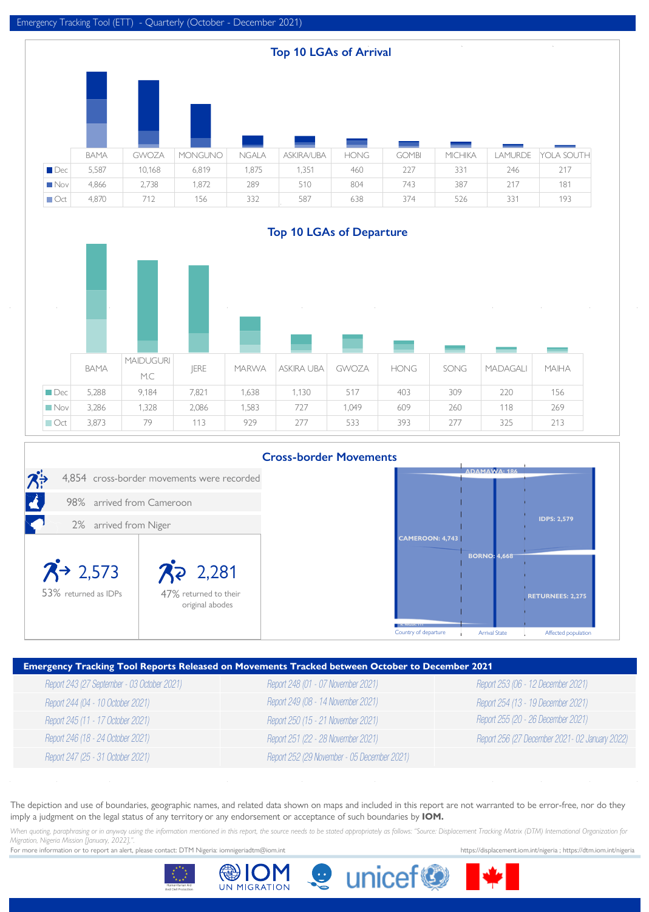Emergency Tracking Tool (ETT) - Quarterly (October - December 2021)

## Top 10 LGAs of Arrival

| | BAMA | GWOZA | MONGUNO | NGALA | ASKIRA/UBA | HONG | GOMBI | MICHIKA | LAMURDE | YOLA SOUTH |
|---|---|---|---|---|---|---|---|---|---|---|
| Dec | 5,587 | 10,168 | 6,819 | 1,875 | 1,351 | 460 | 227 | 331 | 246 | 217 |
| Nov | 4,866 | 2,738 | 1,872 | 289 | 510 | 804 | 743 | 387 | 217 | 181 |
| Oct | 4,870 | 712 | 156 | 332 | 587 | 638 | 374 | 526 | 331 | 193 |

## Top 10 LGAs of Departure

| | BAMA | MAIDUGURI M.C | JERE | MARWA | ASKIRA UBA | GWOZA | HONG | SONG | MADAGALI | MAIHA |
|---|---|---|---|---|---|---|---|---|---|---|
| Dec | 5,288 | 9,184 | 7,821 | 1,638 | 1,130 | 517 | 403 | 309 | 220 | 156 |
| Nov | 3,286 | 1,328 | 2,086 | 1,583 | 727 | 1,049 | 609 | 260 | 118 | 269 |
| Oct | 3,873 | 79 | 113 | 929 | 277 | 533 | 393 | 277 | 325 | 213 |

## Cross-border Movements

4,854 cross-border movements were recorded

98% arrived from Cameroon

2% arrived from Niger

2,573
53% returned as IDPs

2,281
47% returned to their original abodes

CAMEROON: 4,743
ADAMAWA: 186
BORNO: 4,668
IDPS: 2,579
RETURNEES: 2,275
Country of departure
Arrival State
Affected population

## Emergency Tracking Tool Reports Released on Movements Tracked between October to December 2021

| | | |
|---|---|---|
| Report 243 (27 September - 03 October 2021) | Report 248 (01 - 07 November 2021) | Report 253 (06 - 12 December 2021) |
| Report 244 (04 - 10 October 2021) | Report 249 (08 - 14 November 2021) | Report 254 (13 - 19 December 2021) |
| Report 245 (11 - 17 October 2021) | Report 250 (15 - 21 November 2021) | Report 255 (20 - 26 December 2021) |
| Report 246 (18 - 24 October 2021) | Report 251 (22 - 28 November 2021) | Report 256 (27 December 2021- 02 January 2022) |
| Report 247 (25 - 31 October 2021) | Report 252 (29 November - 05 December 2021) | |

The depiction and use of boundaries, geographic names, and related data shown on maps and included in this report are not warranted to be error-free, nor do they imply a judgment on the legal status of any territory or any endorsement or acceptance of such boundaries by **IOM.**

*When quoting, paraphrasing or in anyway using the information mentioned in this report, the source needs to be stated appropriately as follows: "Source: Displacement Tracking Matrix (DTM) International Organization for Migration, Nigeria Mission [January, 2022].".*

For more information or to report an alert, please contact: DTM Nigeria: iomnigeriadtm@iom.int

https://displacement.iom.int/nigeria ; https://dtm.iom.int/nigeria